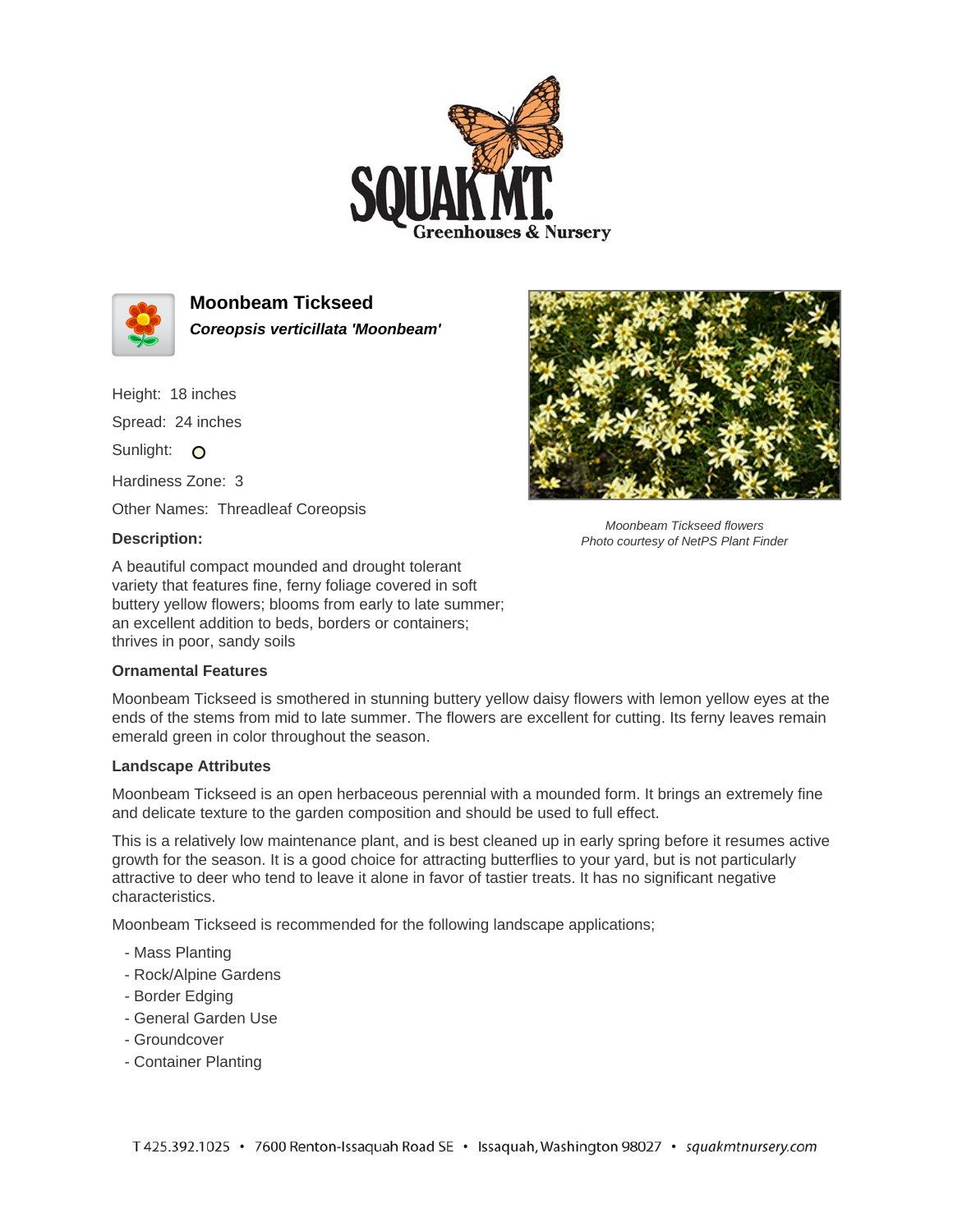# Moonbeam Tickseed

***Coreopsis verticillata 'Moonbeam'***

Height: 18 inches

Spread: 24 inches

Sunlight: ○

Hardiness Zone: 3

Other Names: Threadleaf Coreopsis

*Moonbeam Tickseed flowers*
*Photo courtesy of NetPS Plant Finder*

### Description:

A beautiful compact mounded and drought tolerant variety that features fine, ferny foliage covered in soft buttery yellow flowers; blooms from early to late summer; an excellent addition to beds, borders or containers; thrives in poor, sandy soils

### Ornamental Features

Moonbeam Tickseed is smothered in stunning buttery yellow daisy flowers with lemon yellow eyes at the ends of the stems from mid to late summer. The flowers are excellent for cutting. Its ferny leaves remain emerald green in color throughout the season.

### Landscape Attributes

Moonbeam Tickseed is an open herbaceous perennial with a mounded form. It brings an extremely fine and delicate texture to the garden composition and should be used to full effect.

This is a relatively low maintenance plant, and is best cleaned up in early spring before it resumes active growth for the season. It is a good choice for attracting butterflies to your yard, but is not particularly attractive to deer who tend to leave it alone in favor of tastier treats. It has no significant negative characteristics.

Moonbeam Tickseed is recommended for the following landscape applications;

- Mass Planting
- Rock/Alpine Gardens
- Border Edging
- General Garden Use
- Groundcover
- Container Planting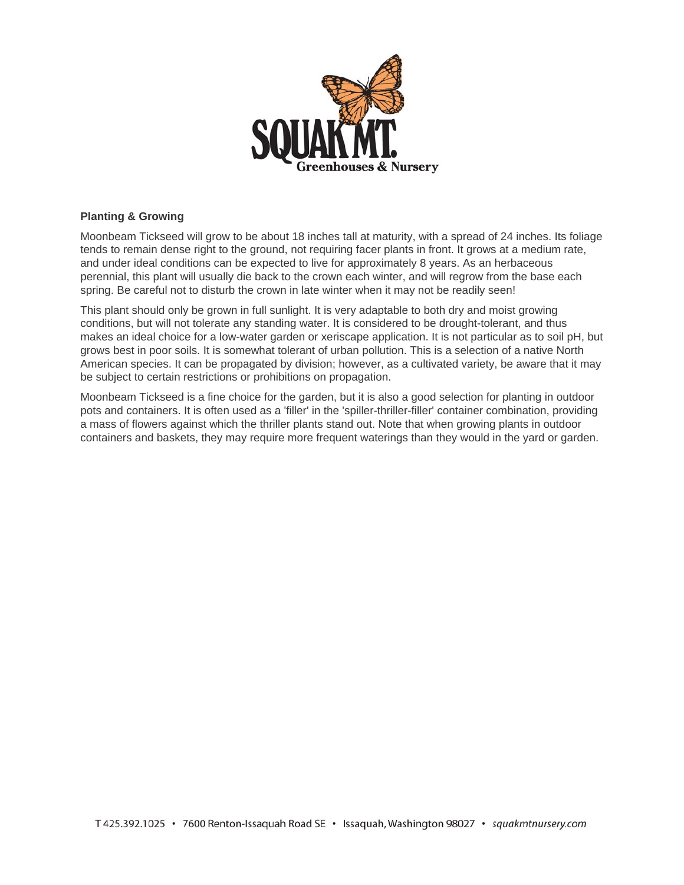**Planting & Growing**

Moonbeam Tickseed will grow to be about 18 inches tall at maturity, with a spread of 24 inches. Its foliage tends to remain dense right to the ground, not requiring facer plants in front. It grows at a medium rate, and under ideal conditions can be expected to live for approximately 8 years. As an herbaceous perennial, this plant will usually die back to the crown each winter, and will regrow from the base each spring. Be careful not to disturb the crown in late winter when it may not be readily seen!

This plant should only be grown in full sunlight. It is very adaptable to both dry and moist growing conditions, but will not tolerate any standing water. It is considered to be drought-tolerant, and thus makes an ideal choice for a low-water garden or xeriscape application. It is not particular as to soil pH, but grows best in poor soils. It is somewhat tolerant of urban pollution. This is a selection of a native North American species. It can be propagated by division; however, as a cultivated variety, be aware that it may be subject to certain restrictions or prohibitions on propagation.

Moonbeam Tickseed is a fine choice for the garden, but it is also a good selection for planting in outdoor pots and containers. It is often used as a 'filler' in the 'spiller-thriller-filler' container combination, providing a mass of flowers against which the thriller plants stand out. Note that when growing plants in outdoor containers and baskets, they may require more frequent waterings than they would in the yard or garden.